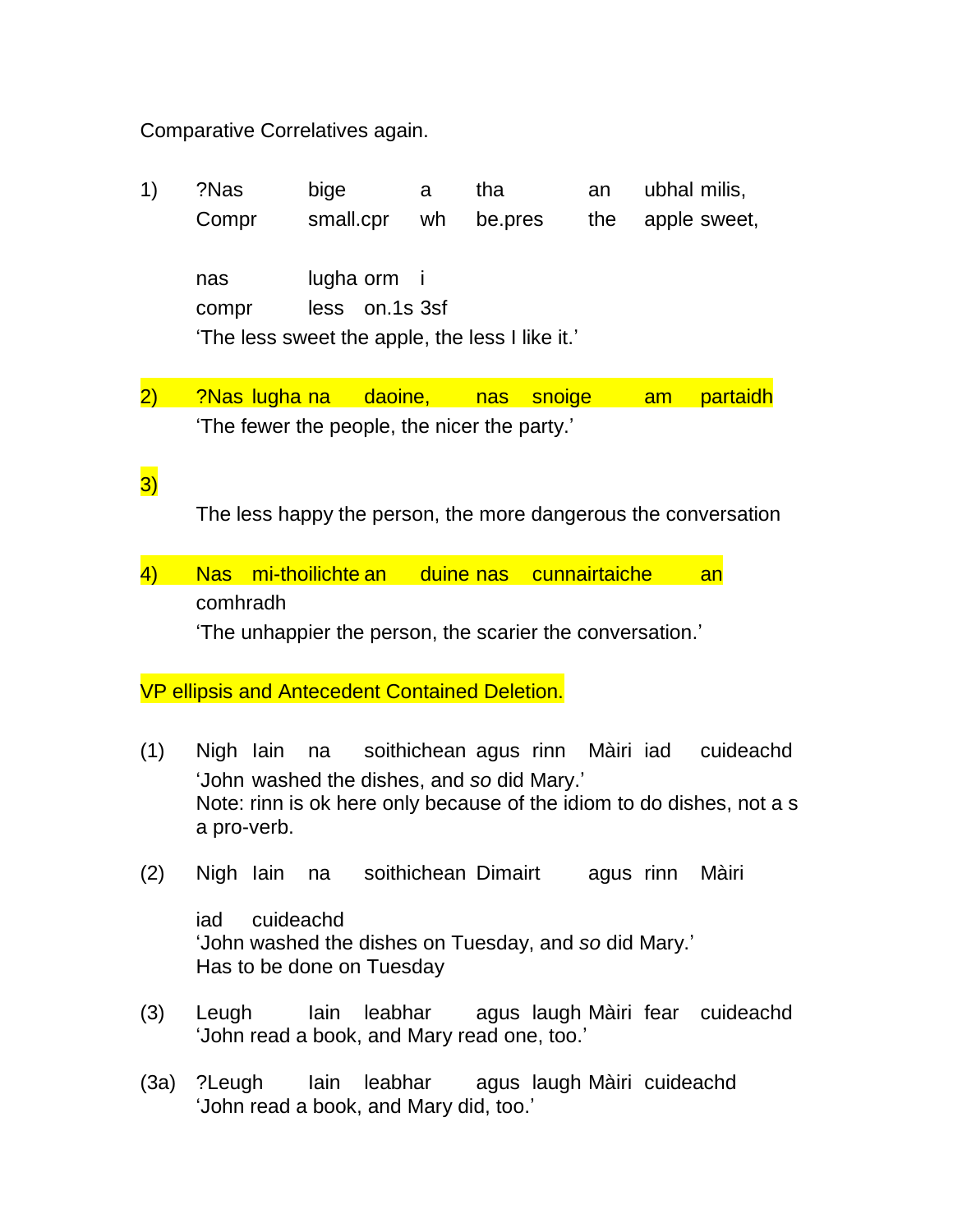Comparative Correlatives again.

1) ?Nas bige a tha an ubhal milis,
   Compr small.cpr wh be.pres the apple sweet,

   nas lugha orm i
   compr less on.1s 3sf
   'The less sweet the apple, the less I like it.'

2) ?Nas lugha na daoine, nas snoige am partaidh
   'The fewer the people, the nicer the party.'

3)
   The less happy the person, the more dangerous the conversation

4) Nas mi-thoilichte an duine nas cunnairtaiche an comhradh
   'The unhappier the person, the scarier the conversation.'

VP ellipsis and Antecedent Contained Deletion.

(1) Nigh Iain na soithichean agus rinn Màiri iad cuideachd
    'John washed the dishes, and *so* did Mary.'
    Note: rinn is ok here only because of the idiom to do dishes, not a s a pro-verb.

(2) Nigh Iain na soithichean Dimairt agus rinn Màiri

    iad cuideachd
    'John washed the dishes on Tuesday, and *so* did Mary.'
    Has to be done on Tuesday

(3) Leugh Iain leabhar agus laugh Màiri fear cuideachd
    'John read a book, and Mary read one, too.'

(3a) ?Leugh Iain leabhar agus laugh Màiri cuideachd
     'John read a book, and Mary did, too.'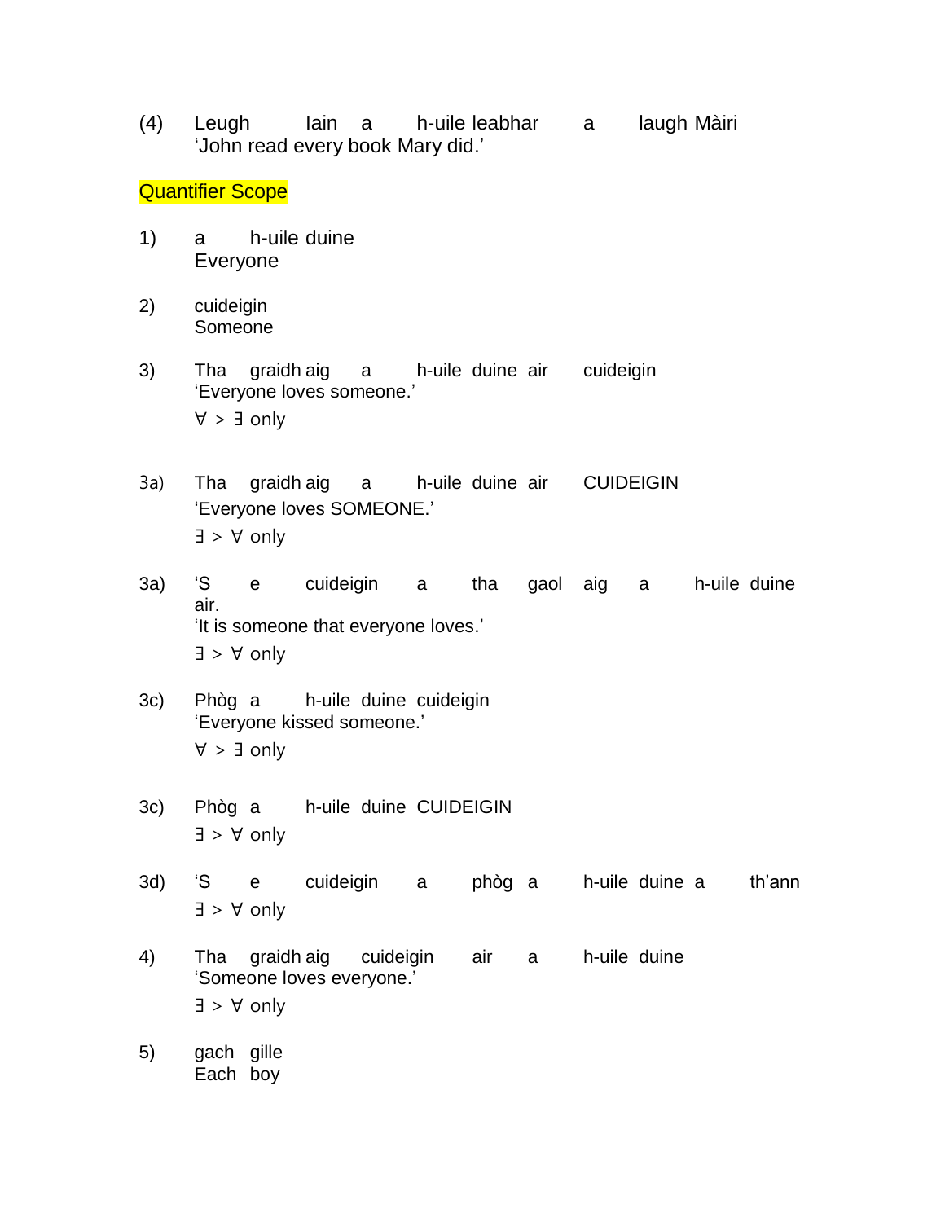(4) Leugh Iain a h-uile leabhar a laugh Màiri
'John read every book Mary did.'

Quantifier Scope

1) a h-uile duine
Everyone

2) cuideigin
Someone

3) Tha graidh aig a h-uile duine air cuideigin
'Everyone loves someone.'
∀ > ∃ only

3a) Tha graidh aig a h-uile duine air CUIDEIGIN
'Everyone loves SOMEONE.'
∃ > ∀ only

3a) 'S e cuideigin a tha gaol aig a h-uile duine air.
'It is someone that everyone loves.'
∃ > ∀ only

3c) Phòg a h-uile duine cuideigin
'Everyone kissed someone.'
∀ > ∃ only

3c) Phòg a h-uile duine CUIDEIGIN
∃ > ∀ only

3d) 'S e cuideigin a phòg a h-uile duine a th'ann
∃ > ∀ only

4) Tha graidh aig cuideigin air a h-uile duine
'Someone loves everyone.'
∃ > ∀ only

5) gach gille
Each boy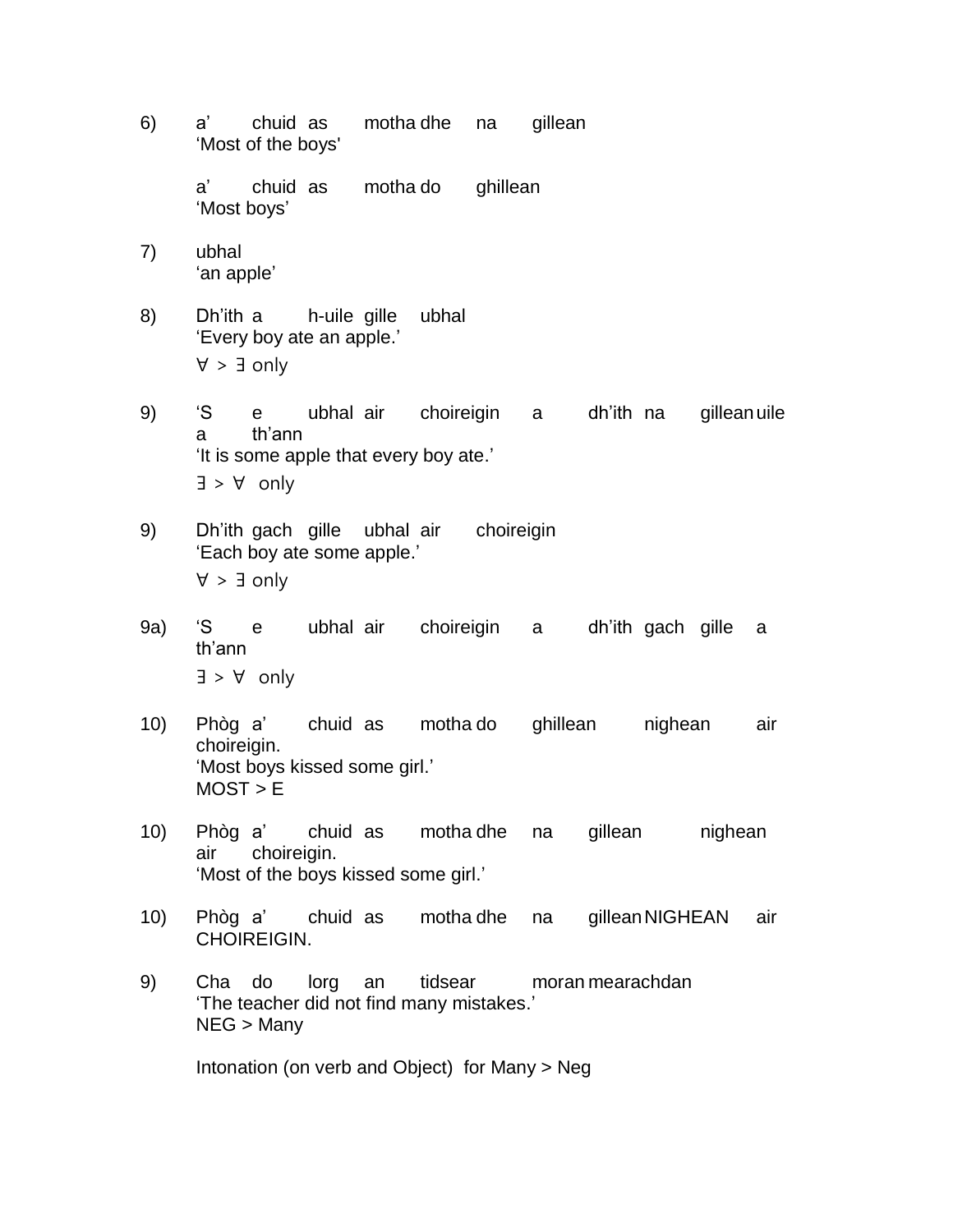6) a' chuid as motha dhe na gillean
'Most of the boys'

a' chuid as motha do ghillean
'Most boys'

7) ubhal
'an apple'

8) Dh'ith a h-uile gille ubhal
'Every boy ate an apple.'
∀ > ∃ only

9) 'S e ubhal air choireigin a dh'ith na gillean uile a th'ann
'It is some apple that every boy ate.'
∃ > ∀ only

9) Dh'ith gach gille ubhal air choireigin
'Each boy ate some apple.'
∀ > ∃ only

9a) 'S e ubhal air choireigin a dh'ith gach gille a th'ann
∃ > ∀ only

10) Phòg a' chuid as motha do ghillean nighean air choireigin.
'Most boys kissed some girl.'
MOST > E

10) Phòg a' chuid as motha dhe na gillean nighean air choireigin.
'Most of the boys kissed some girl.'

10) Phòg a' chuid as motha dhe na gillean NIGHEAN air CHOIREIGIN.

9) Cha do lorg an tidsear moran mearachdan
'The teacher did not find many mistakes.'
NEG > Many

Intonation (on verb and Object) for Many > Neg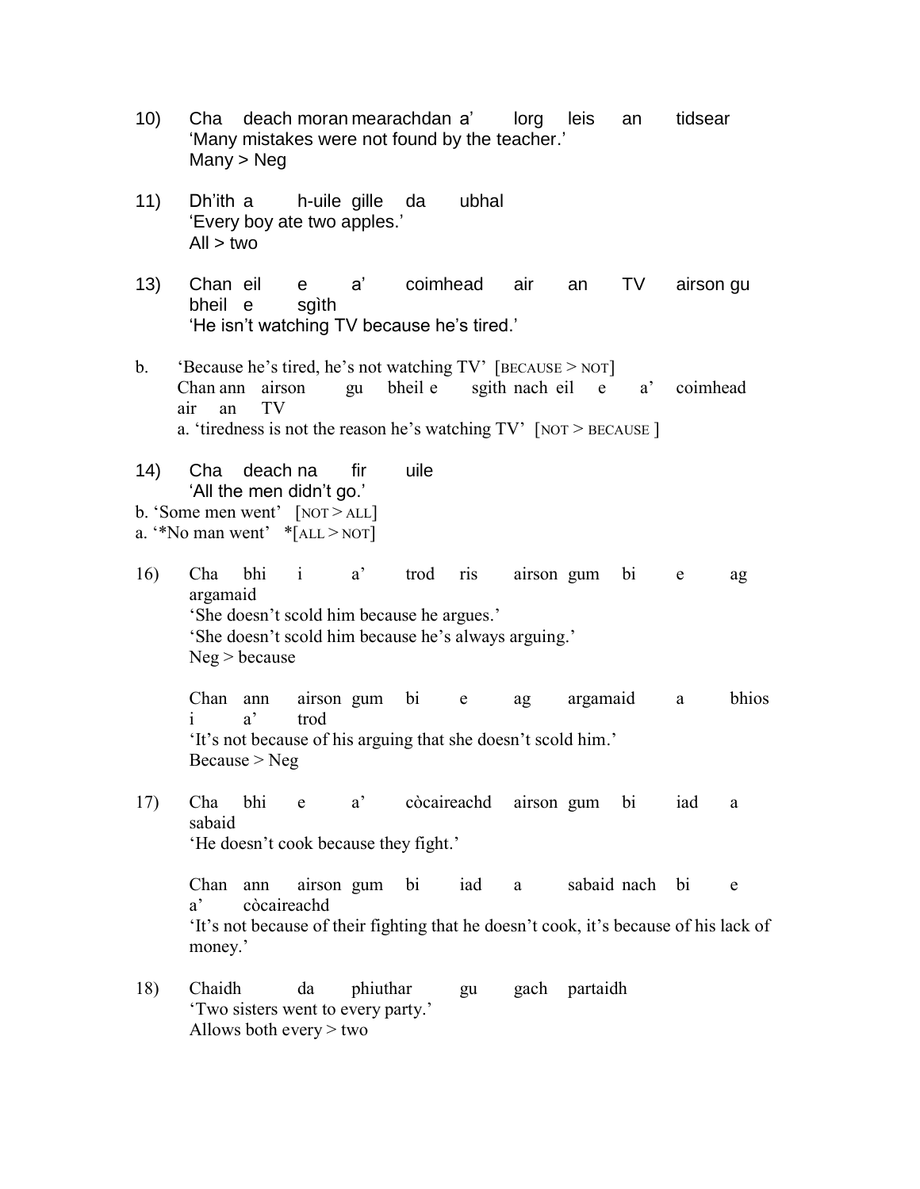10) Cha deach moran mearachdan a' lorg leis an tidsear
'Many mistakes were not found by the teacher.'
Many > Neg

11) Dh'ith a h-uile gille da ubhal
'Every boy ate two apples.'
All > two

13) Chan eil e a' coimhead air an TV airson gu bheil e sgìth
'He isn't watching TV because he's tired.'

b. 'Because he's tired, he's not watching TV' [BECAUSE > NOT]
Chan ann airson gu bheil e sgith nach eil e a' coimhead air an TV
a. 'tiredness is not the reason he's watching TV' [NOT > BECAUSE ]

14) Cha deach na fir uile
'All the men didn't go.'
b. 'Some men went' [NOT > ALL]
a. '*No man went' *[ALL > NOT]

16) Cha bhi i a' trod ris airson gum bi e ag argamaid
'She doesn't scold him because he argues.'
'She doesn't scold him because he's always arguing.'
Neg > because

Chan ann airson gum bi e ag argamaid a bhios i a' trod
'It's not because of his arguing that she doesn't scold him.'
Because > Neg

17) Cha bhi e a' còcaireachd airson gum bi iad a sabaid
'He doesn't cook because they fight.'

Chan ann airson gum bi iad a sabaid nach bi e a' còcaireachd
'It's not because of their fighting that he doesn't cook, it's because of his lack of money.'

18) Chaidh da phiuthar gu gach partaidh
'Two sisters went to every party.'
Allows both every > two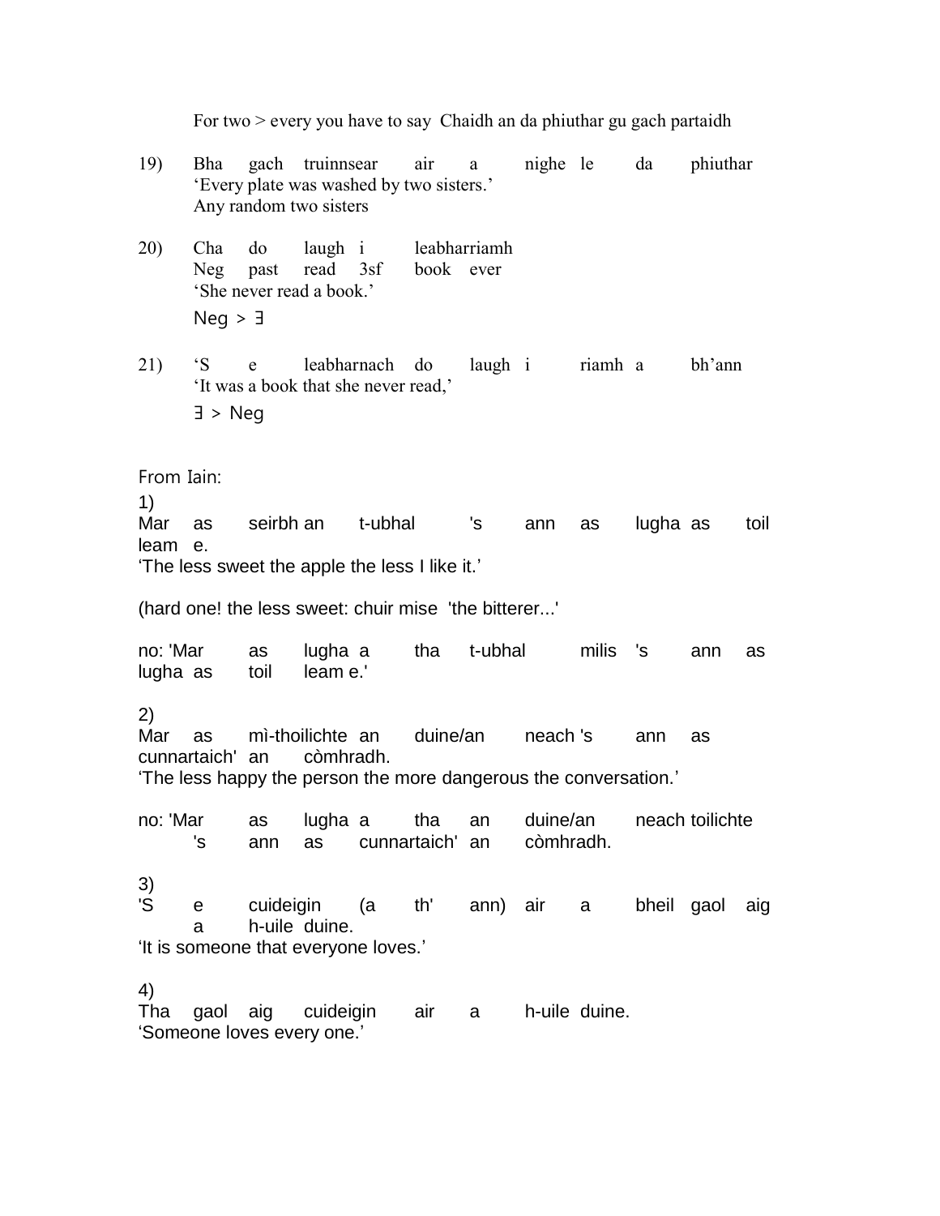For two > every you have to say Chaidh an da phiuthar gu gach partaidh

19) Bha gach truinnsear air a nighe le da phiuthar
‘Every plate was washed by two sisters.’
Any random two sisters

20) Cha do laugh i leabharriamh
Neg past read 3sf book ever
‘She never read a book.’
Neg > ∃

21) ‘S e leabharnach do laugh i riamh a bh’ann
‘It was a book that she never read,’
∃ > Neg

From Iain:

1)
Mar as seirbh an t-ubhal 's ann as lugha as toil leam e.
‘The less sweet the apple the less I like it.’

(hard one! the less sweet: chuir mise 'the bitterer...'

no: 'Mar as lugha a tha t-ubhal milis 's ann as lugha as toil leam e.'

2)
Mar as mì-thoilichte an duine/an neach 's ann as cunnartaich' an còmhradh.
‘The less happy the person the more dangerous the conversation.’

no: 'Mar as lugha a tha an duine/an neach toilichte 's ann as cunnartaich' an còmhradh.

3)
'S e cuideigin (a th' ann) air a bheil gaol aig a h-uile duine.
‘It is someone that everyone loves.’

4)
Tha gaol aig cuideigin air a h-uile duine.
‘Someone loves every one.’